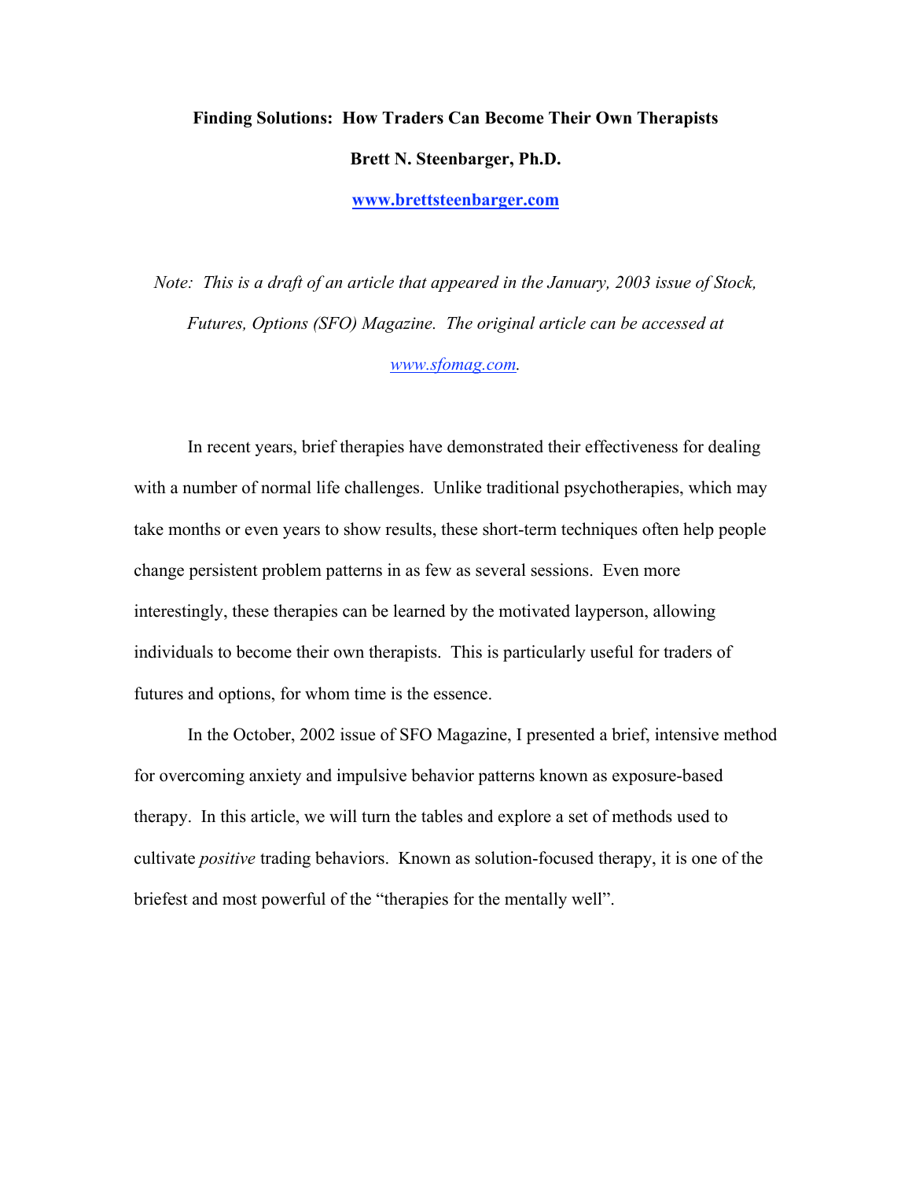# Finding Solutions: How Traders Can Become Their Own Therapists

**Brett N. Steenbarger, Ph.D.**

**www.brettsteenbarger.com**

*Note: This is a draft of an article that appeared in the January, 2003 issue of Stock, Futures, Options (SFO) Magazine. The original article can be accessed at www.sfomag.com.*

In recent years, brief therapies have demonstrated their effectiveness for dealing with a number of normal life challenges. Unlike traditional psychotherapies, which may take months or even years to show results, these short-term techniques often help people change persistent problem patterns in as few as several sessions. Even more interestingly, these therapies can be learned by the motivated layperson, allowing individuals to become their own therapists. This is particularly useful for traders of futures and options, for whom time is the essence.

In the October, 2002 issue of SFO Magazine, I presented a brief, intensive method for overcoming anxiety and impulsive behavior patterns known as exposure-based therapy. In this article, we will turn the tables and explore a set of methods used to cultivate *positive* trading behaviors. Known as solution-focused therapy, it is one of the briefest and most powerful of the "therapies for the mentally well".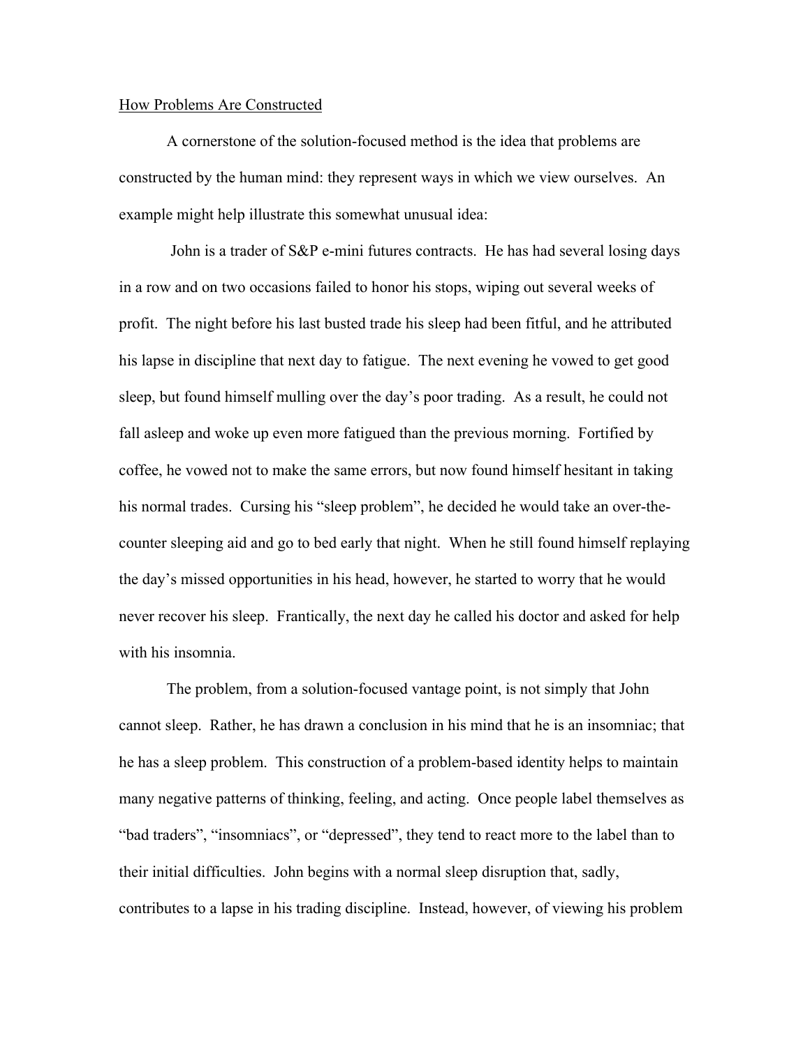How Problems Are Constructed

A cornerstone of the solution-focused method is the idea that problems are constructed by the human mind: they represent ways in which we view ourselves. An example might help illustrate this somewhat unusual idea:

John is a trader of S&P e-mini futures contracts. He has had several losing days in a row and on two occasions failed to honor his stops, wiping out several weeks of profit. The night before his last busted trade his sleep had been fitful, and he attributed his lapse in discipline that next day to fatigue. The next evening he vowed to get good sleep, but found himself mulling over the day's poor trading. As a result, he could not fall asleep and woke up even more fatigued than the previous morning. Fortified by coffee, he vowed not to make the same errors, but now found himself hesitant in taking his normal trades. Cursing his "sleep problem", he decided he would take an over-the-counter sleeping aid and go to bed early that night. When he still found himself replaying the day's missed opportunities in his head, however, he started to worry that he would never recover his sleep. Frantically, the next day he called his doctor and asked for help with his insomnia.

The problem, from a solution-focused vantage point, is not simply that John cannot sleep. Rather, he has drawn a conclusion in his mind that he is an insomniac; that he has a sleep problem. This construction of a problem-based identity helps to maintain many negative patterns of thinking, feeling, and acting. Once people label themselves as "bad traders", "insomniacs", or "depressed", they tend to react more to the label than to their initial difficulties. John begins with a normal sleep disruption that, sadly, contributes to a lapse in his trading discipline. Instead, however, of viewing his problem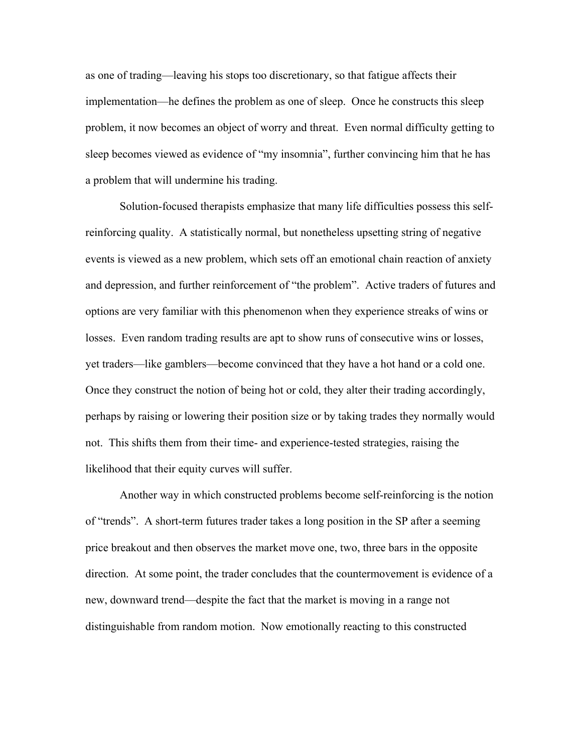as one of trading—leaving his stops too discretionary, so that fatigue affects their implementation—he defines the problem as one of sleep. Once he constructs this sleep problem, it now becomes an object of worry and threat. Even normal difficulty getting to sleep becomes viewed as evidence of "my insomnia", further convincing him that he has a problem that will undermine his trading.

Solution-focused therapists emphasize that many life difficulties possess this self-reinforcing quality. A statistically normal, but nonetheless upsetting string of negative events is viewed as a new problem, which sets off an emotional chain reaction of anxiety and depression, and further reinforcement of "the problem". Active traders of futures and options are very familiar with this phenomenon when they experience streaks of wins or losses. Even random trading results are apt to show runs of consecutive wins or losses, yet traders—like gamblers—become convinced that they have a hot hand or a cold one. Once they construct the notion of being hot or cold, they alter their trading accordingly, perhaps by raising or lowering their position size or by taking trades they normally would not. This shifts them from their time- and experience-tested strategies, raising the likelihood that their equity curves will suffer.

Another way in which constructed problems become self-reinforcing is the notion of "trends". A short-term futures trader takes a long position in the SP after a seeming price breakout and then observes the market move one, two, three bars in the opposite direction. At some point, the trader concludes that the countermovement is evidence of a new, downward trend—despite the fact that the market is moving in a range not distinguishable from random motion. Now emotionally reacting to this constructed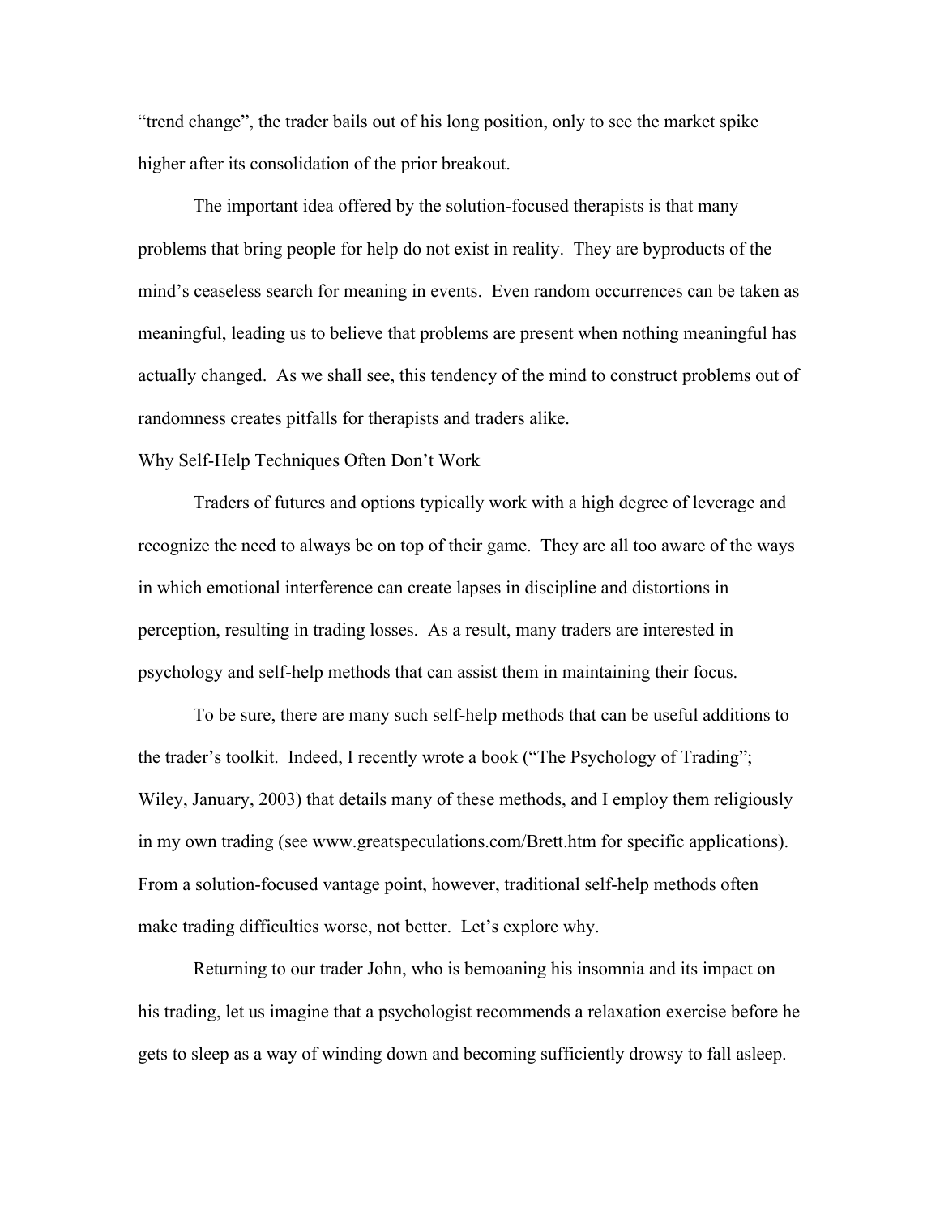"trend change", the trader bails out of his long position, only to see the market spike higher after its consolidation of the prior breakout.

The important idea offered by the solution-focused therapists is that many problems that bring people for help do not exist in reality. They are byproducts of the mind's ceaseless search for meaning in events. Even random occurrences can be taken as meaningful, leading us to believe that problems are present when nothing meaningful has actually changed. As we shall see, this tendency of the mind to construct problems out of randomness creates pitfalls for therapists and traders alike.

## Why Self-Help Techniques Often Don't Work

Traders of futures and options typically work with a high degree of leverage and recognize the need to always be on top of their game. They are all too aware of the ways in which emotional interference can create lapses in discipline and distortions in perception, resulting in trading losses. As a result, many traders are interested in psychology and self-help methods that can assist them in maintaining their focus.

To be sure, there are many such self-help methods that can be useful additions to the trader's toolkit. Indeed, I recently wrote a book ("The Psychology of Trading"; Wiley, January, 2003) that details many of these methods, and I employ them religiously in my own trading (see www.greatspeculations.com/Brett.htm for specific applications). From a solution-focused vantage point, however, traditional self-help methods often make trading difficulties worse, not better. Let's explore why.

Returning to our trader John, who is bemoaning his insomnia and its impact on his trading, let us imagine that a psychologist recommends a relaxation exercise before he gets to sleep as a way of winding down and becoming sufficiently drowsy to fall asleep.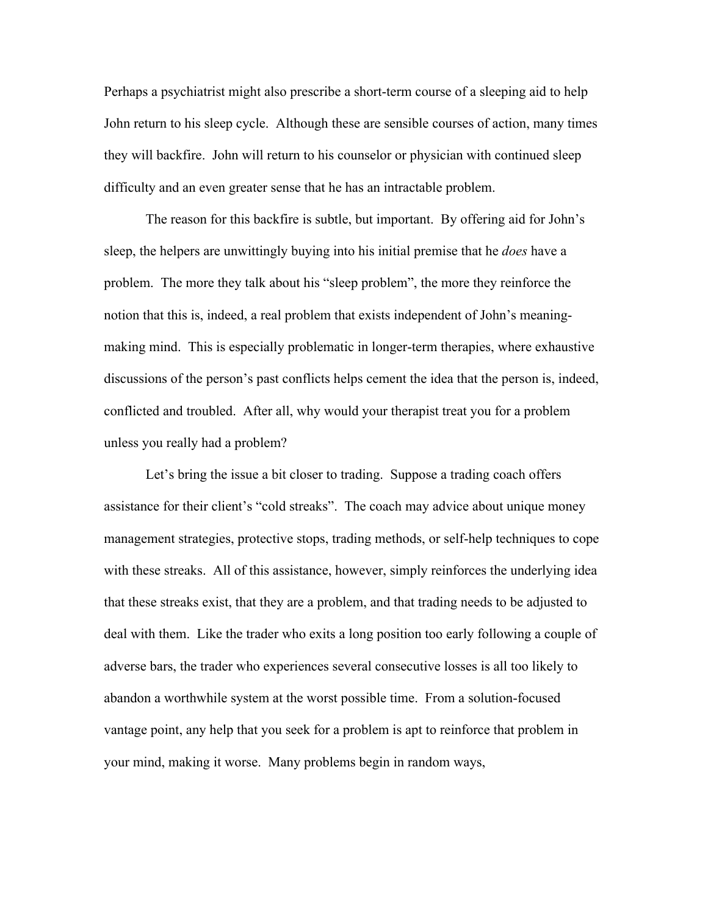Perhaps a psychiatrist might also prescribe a short-term course of a sleeping aid to help John return to his sleep cycle. Although these are sensible courses of action, many times they will backfire. John will return to his counselor or physician with continued sleep difficulty and an even greater sense that he has an intractable problem.

The reason for this backfire is subtle, but important. By offering aid for John's sleep, the helpers are unwittingly buying into his initial premise that he *does* have a problem. The more they talk about his "sleep problem", the more they reinforce the notion that this is, indeed, a real problem that exists independent of John's meaning-making mind. This is especially problematic in longer-term therapies, where exhaustive discussions of the person's past conflicts helps cement the idea that the person is, indeed, conflicted and troubled. After all, why would your therapist treat you for a problem unless you really had a problem?

Let's bring the issue a bit closer to trading. Suppose a trading coach offers assistance for their client's "cold streaks". The coach may advice about unique money management strategies, protective stops, trading methods, or self-help techniques to cope with these streaks. All of this assistance, however, simply reinforces the underlying idea that these streaks exist, that they are a problem, and that trading needs to be adjusted to deal with them. Like the trader who exits a long position too early following a couple of adverse bars, the trader who experiences several consecutive losses is all too likely to abandon a worthwhile system at the worst possible time. From a solution-focused vantage point, any help that you seek for a problem is apt to reinforce that problem in your mind, making it worse. Many problems begin in random ways,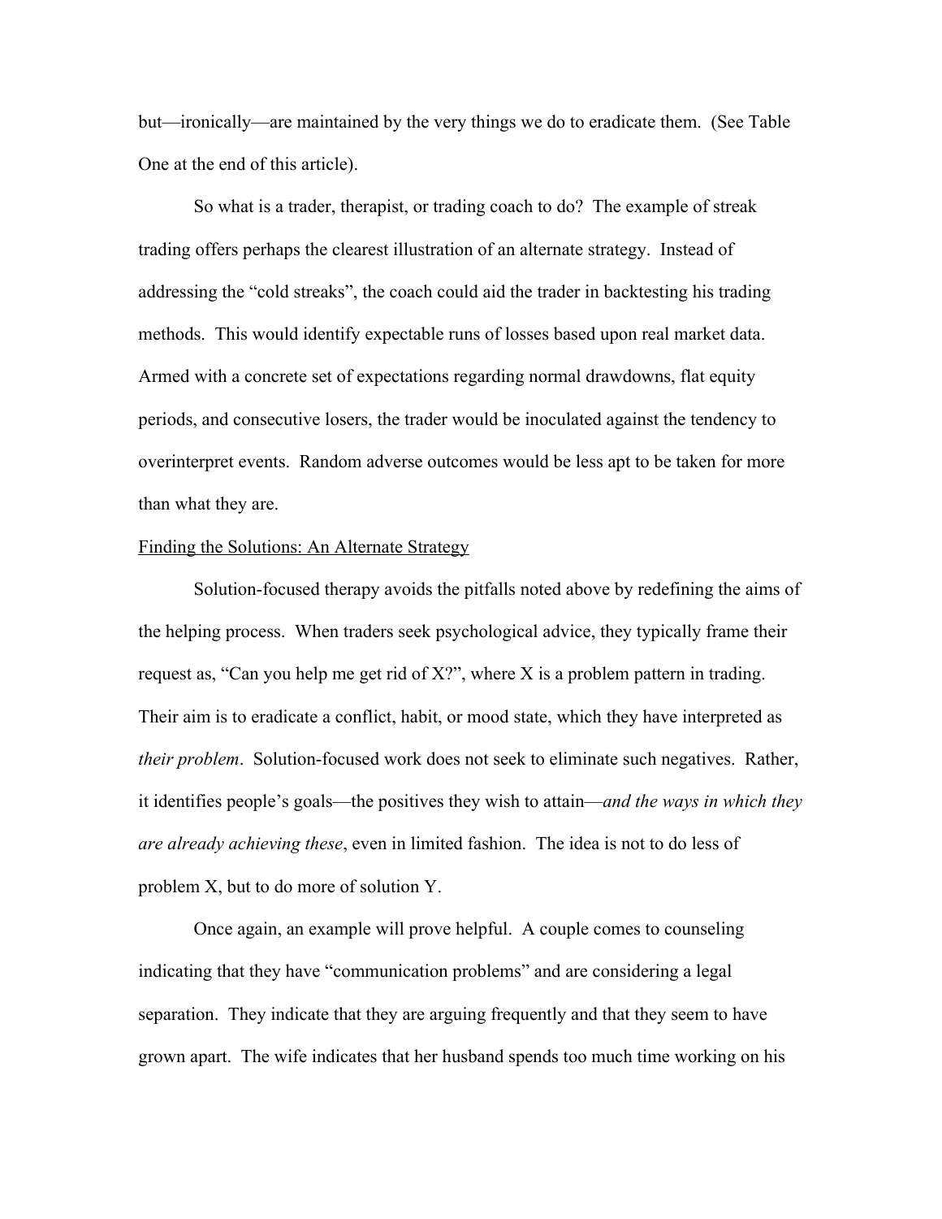but—ironically—are maintained by the very things we do to eradicate them. (See Table One at the end of this article).

So what is a trader, therapist, or trading coach to do? The example of streak trading offers perhaps the clearest illustration of an alternate strategy. Instead of addressing the "cold streaks", the coach could aid the trader in backtesting his trading methods. This would identify expectable runs of losses based upon real market data. Armed with a concrete set of expectations regarding normal drawdowns, flat equity periods, and consecutive losers, the trader would be inoculated against the tendency to overinterpret events. Random adverse outcomes would be less apt to be taken for more than what they are.

<u>Finding the Solutions: An Alternate Strategy</u>

Solution-focused therapy avoids the pitfalls noted above by redefining the aims of the helping process. When traders seek psychological advice, they typically frame their request as, "Can you help me get rid of X?", where X is a problem pattern in trading. Their aim is to eradicate a conflict, habit, or mood state, which they have interpreted as *their problem*. Solution-focused work does not seek to eliminate such negatives. Rather, it identifies people's goals—the positives they wish to attain—*and the ways in which they are already achieving these*, even in limited fashion. The idea is not to do less of problem X, but to do more of solution Y.

Once again, an example will prove helpful. A couple comes to counseling indicating that they have "communication problems" and are considering a legal separation. They indicate that they are arguing frequently and that they seem to have grown apart. The wife indicates that her husband spends too much time working on his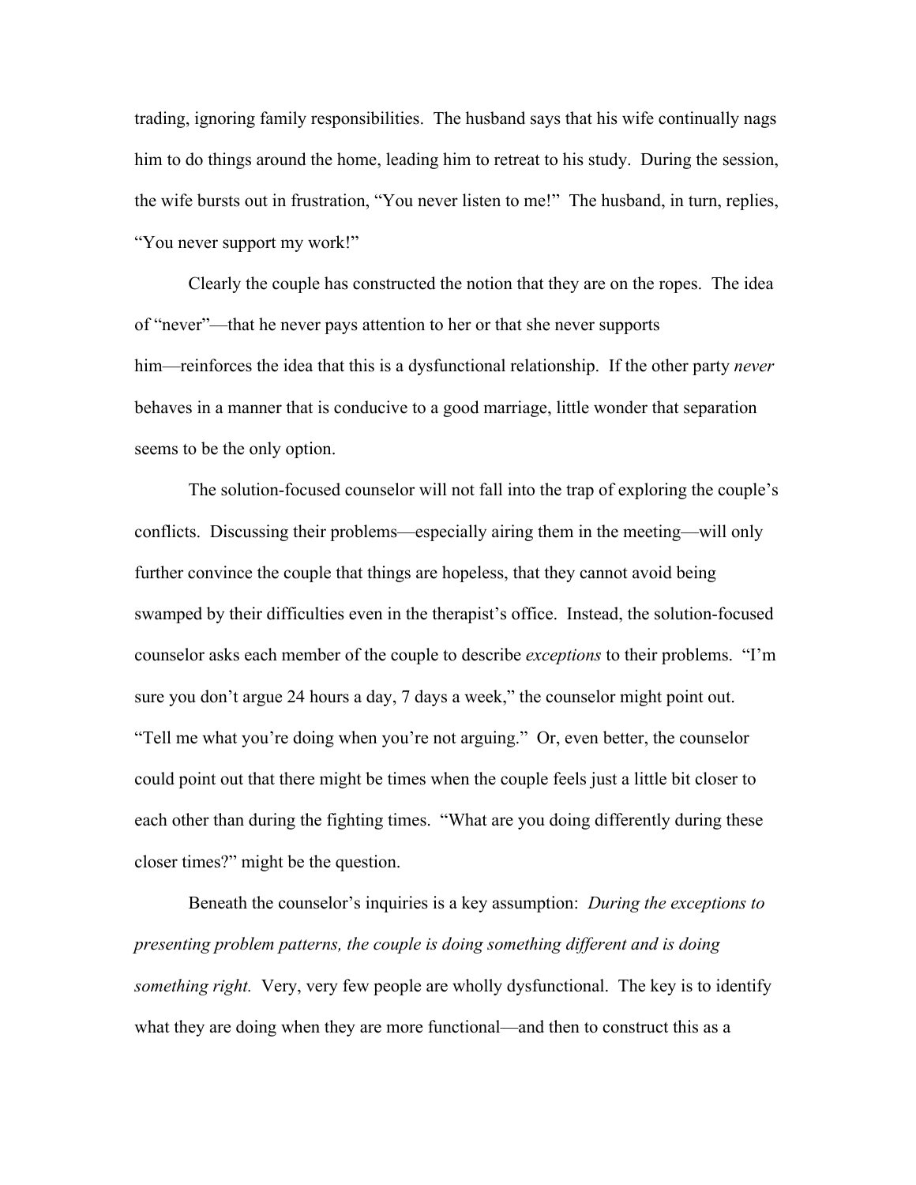trading, ignoring family responsibilities. The husband says that his wife continually nags him to do things around the home, leading him to retreat to his study. During the session, the wife bursts out in frustration, "You never listen to me!" The husband, in turn, replies, "You never support my work!"

Clearly the couple has constructed the notion that they are on the ropes. The idea of "never"—that he never pays attention to her or that she never supports him—reinforces the idea that this is a dysfunctional relationship. If the other party *never* behaves in a manner that is conducive to a good marriage, little wonder that separation seems to be the only option.

The solution-focused counselor will not fall into the trap of exploring the couple's conflicts. Discussing their problems—especially airing them in the meeting—will only further convince the couple that things are hopeless, that they cannot avoid being swamped by their difficulties even in the therapist's office. Instead, the solution-focused counselor asks each member of the couple to describe *exceptions* to their problems. "I'm sure you don't argue 24 hours a day, 7 days a week," the counselor might point out. "Tell me what you're doing when you're not arguing." Or, even better, the counselor could point out that there might be times when the couple feels just a little bit closer to each other than during the fighting times. "What are you doing differently during these closer times?" might be the question.

Beneath the counselor's inquiries is a key assumption: *During the exceptions to presenting problem patterns, the couple is doing something different and is doing something right.* Very, very few people are wholly dysfunctional. The key is to identify what they are doing when they are more functional—and then to construct this as a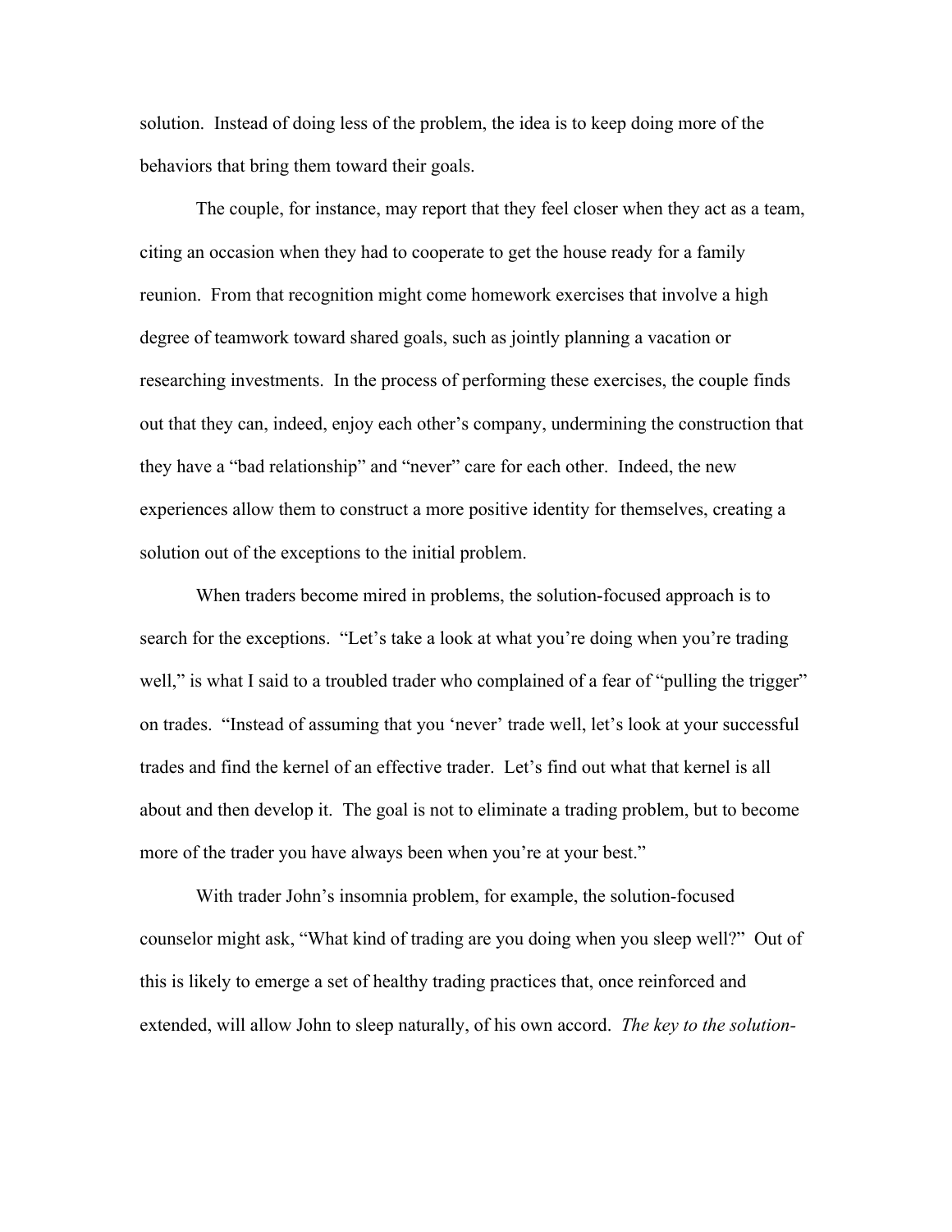solution. Instead of doing less of the problem, the idea is to keep doing more of the behaviors that bring them toward their goals.

The couple, for instance, may report that they feel closer when they act as a team, citing an occasion when they had to cooperate to get the house ready for a family reunion. From that recognition might come homework exercises that involve a high degree of teamwork toward shared goals, such as jointly planning a vacation or researching investments. In the process of performing these exercises, the couple finds out that they can, indeed, enjoy each other's company, undermining the construction that they have a "bad relationship" and "never" care for each other. Indeed, the new experiences allow them to construct a more positive identity for themselves, creating a solution out of the exceptions to the initial problem.

When traders become mired in problems, the solution-focused approach is to search for the exceptions. "Let's take a look at what you're doing when you're trading well," is what I said to a troubled trader who complained of a fear of "pulling the trigger" on trades. "Instead of assuming that you 'never' trade well, let's look at your successful trades and find the kernel of an effective trader. Let's find out what that kernel is all about and then develop it. The goal is not to eliminate a trading problem, but to become more of the trader you have always been when you're at your best."

With trader John's insomnia problem, for example, the solution-focused counselor might ask, "What kind of trading are you doing when you sleep well?" Out of this is likely to emerge a set of healthy trading practices that, once reinforced and extended, will allow John to sleep naturally, of his own accord. *The key to the solution-*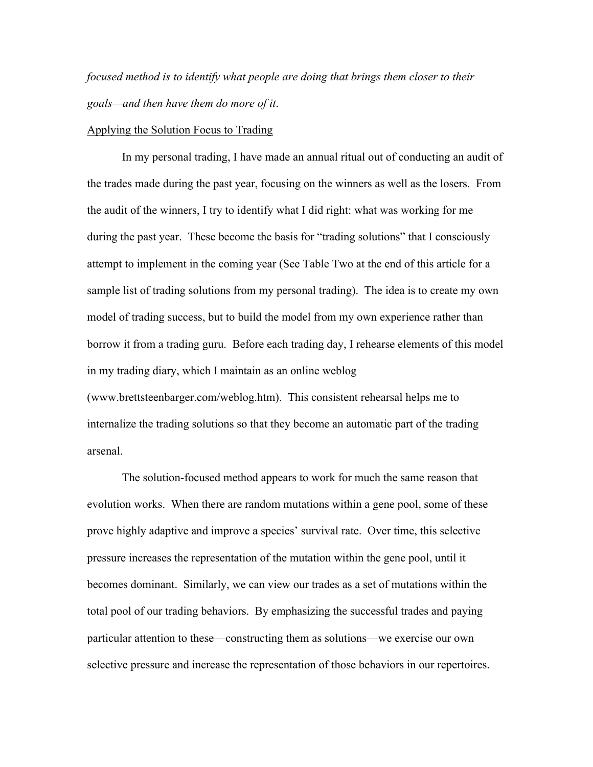*focused method is to identify what people are doing that brings them closer to their goals—and then have them do more of it*.

<u>Applying the Solution Focus to Trading</u>

In my personal trading, I have made an annual ritual out of conducting an audit of the trades made during the past year, focusing on the winners as well as the losers. From the audit of the winners, I try to identify what I did right: what was working for me during the past year. These become the basis for "trading solutions" that I consciously attempt to implement in the coming year (See Table Two at the end of this article for a sample list of trading solutions from my personal trading). The idea is to create my own model of trading success, but to build the model from my own experience rather than borrow it from a trading guru. Before each trading day, I rehearse elements of this model in my trading diary, which I maintain as an online weblog (www.brettsteenbarger.com/weblog.htm). This consistent rehearsal helps me to internalize the trading solutions so that they become an automatic part of the trading arsenal.

The solution-focused method appears to work for much the same reason that evolution works. When there are random mutations within a gene pool, some of these prove highly adaptive and improve a species' survival rate. Over time, this selective pressure increases the representation of the mutation within the gene pool, until it becomes dominant. Similarly, we can view our trades as a set of mutations within the total pool of our trading behaviors. By emphasizing the successful trades and paying particular attention to these—constructing them as solutions—we exercise our own selective pressure and increase the representation of those behaviors in our repertoires.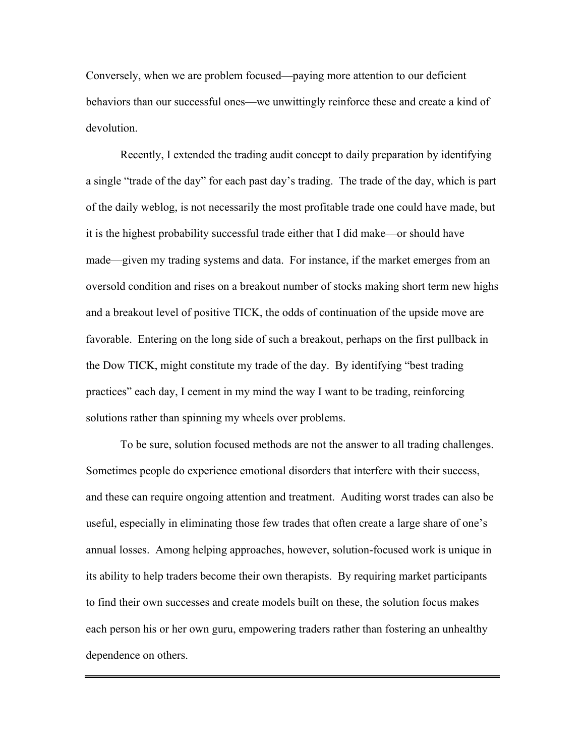Conversely, when we are problem focused—paying more attention to our deficient behaviors than our successful ones—we unwittingly reinforce these and create a kind of devolution.

Recently, I extended the trading audit concept to daily preparation by identifying a single "trade of the day" for each past day's trading. The trade of the day, which is part of the daily weblog, is not necessarily the most profitable trade one could have made, but it is the highest probability successful trade either that I did make—or should have made—given my trading systems and data. For instance, if the market emerges from an oversold condition and rises on a breakout number of stocks making short term new highs and a breakout level of positive TICK, the odds of continuation of the upside move are favorable. Entering on the long side of such a breakout, perhaps on the first pullback in the Dow TICK, might constitute my trade of the day. By identifying "best trading practices" each day, I cement in my mind the way I want to be trading, reinforcing solutions rather than spinning my wheels over problems.

To be sure, solution focused methods are not the answer to all trading challenges. Sometimes people do experience emotional disorders that interfere with their success, and these can require ongoing attention and treatment. Auditing worst trades can also be useful, especially in eliminating those few trades that often create a large share of one's annual losses. Among helping approaches, however, solution-focused work is unique in its ability to help traders become their own therapists. By requiring market participants to find their own successes and create models built on these, the solution focus makes each person his or her own guru, empowering traders rather than fostering an unhealthy dependence on others.

---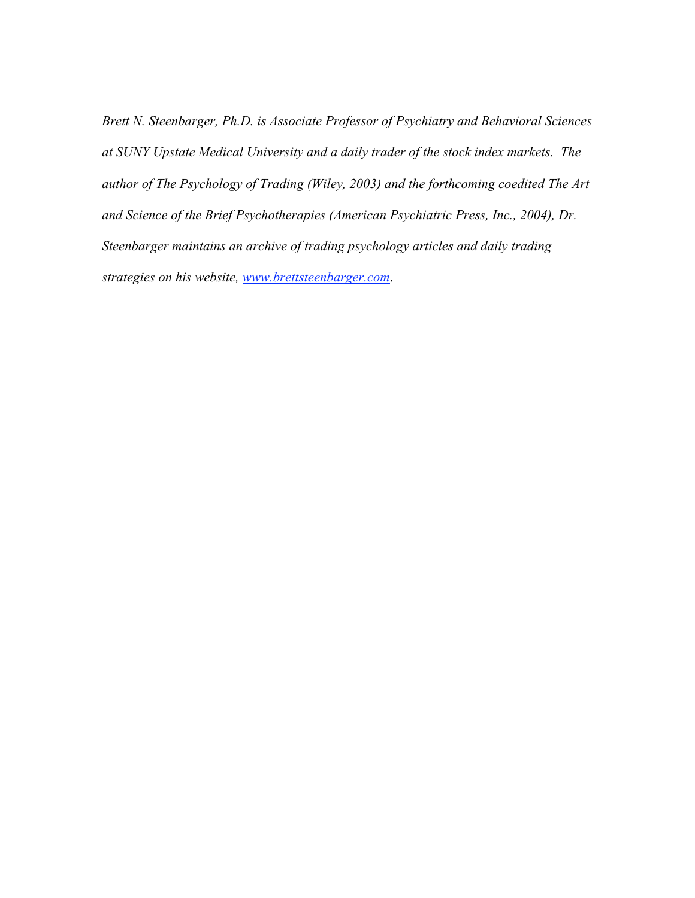*Brett N. Steenbarger, Ph.D. is Associate Professor of Psychiatry and Behavioral Sciences at SUNY Upstate Medical University and a daily trader of the stock index markets. The author of The Psychology of Trading (Wiley, 2003) and the forthcoming coedited The Art and Science of the Brief Psychotherapies (American Psychiatric Press, Inc., 2004), Dr. Steenbarger maintains an archive of trading psychology articles and daily trading strategies on his website, [www.brettsteenbarger.com](http://www.brettsteenbarger.com).*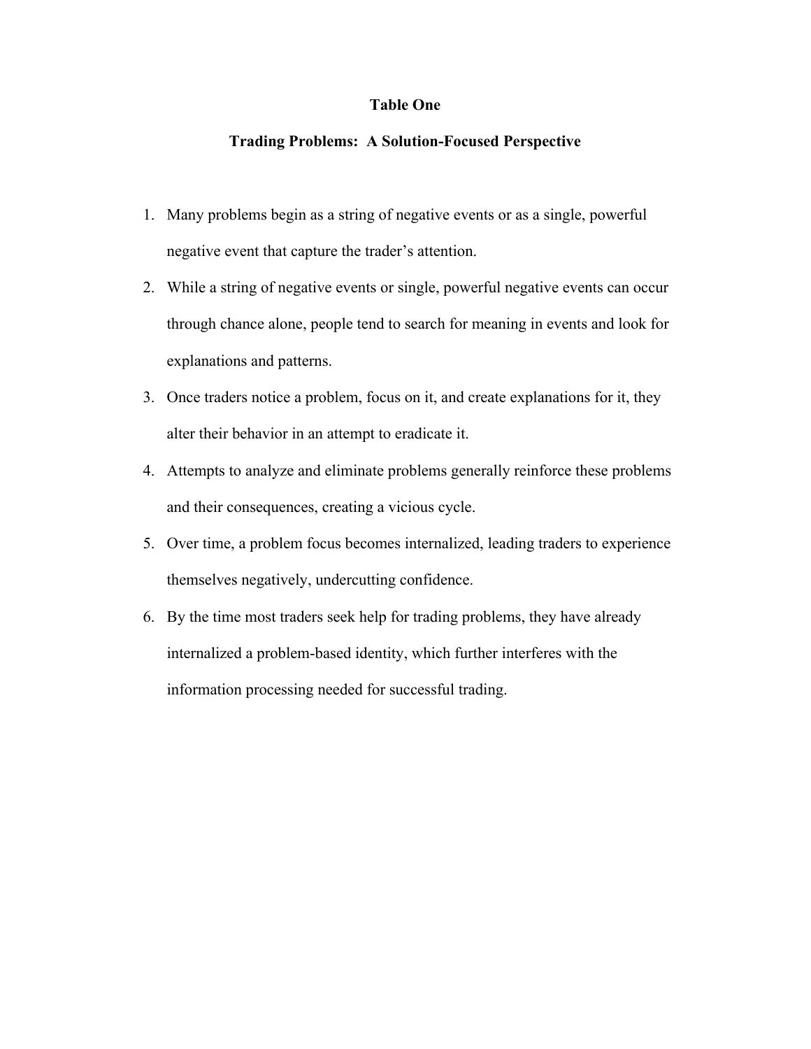**Table One**

**Trading Problems: A Solution-Focused Perspective**

1. Many problems begin as a string of negative events or as a single, powerful negative event that capture the trader's attention.
2. While a string of negative events or single, powerful negative events can occur through chance alone, people tend to search for meaning in events and look for explanations and patterns.
3. Once traders notice a problem, focus on it, and create explanations for it, they alter their behavior in an attempt to eradicate it.
4. Attempts to analyze and eliminate problems generally reinforce these problems and their consequences, creating a vicious cycle.
5. Over time, a problem focus becomes internalized, leading traders to experience themselves negatively, undercutting confidence.
6. By the time most traders seek help for trading problems, they have already internalized a problem-based identity, which further interferes with the information processing needed for successful trading.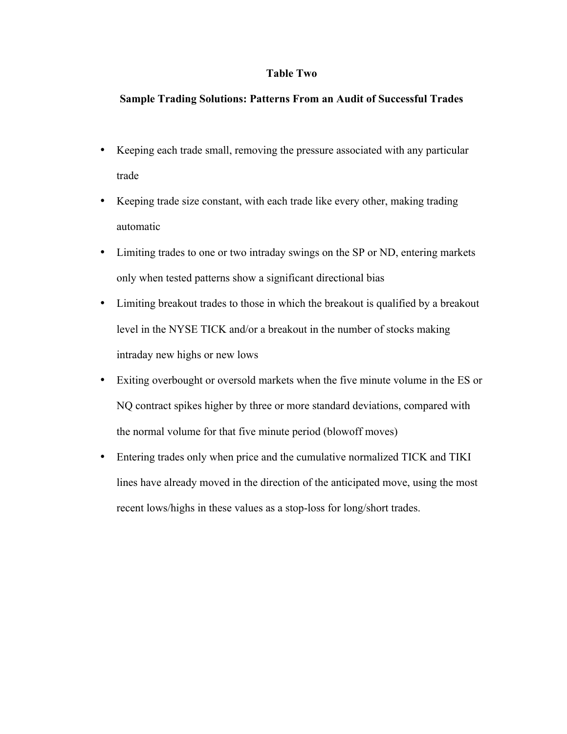**Table Two**

**Sample Trading Solutions: Patterns From an Audit of Successful Trades**

- Keeping each trade small, removing the pressure associated with any particular trade
- Keeping trade size constant, with each trade like every other, making trading automatic
- Limiting trades to one or two intraday swings on the SP or ND, entering markets only when tested patterns show a significant directional bias
- Limiting breakout trades to those in which the breakout is qualified by a breakout level in the NYSE TICK and/or a breakout in the number of stocks making intraday new highs or new lows
- Exiting overbought or oversold markets when the five minute volume in the ES or NQ contract spikes higher by three or more standard deviations, compared with the normal volume for that five minute period (blowoff moves)
- Entering trades only when price and the cumulative normalized TICK and TIKI lines have already moved in the direction of the anticipated move, using the most recent lows/highs in these values as a stop-loss for long/short trades.